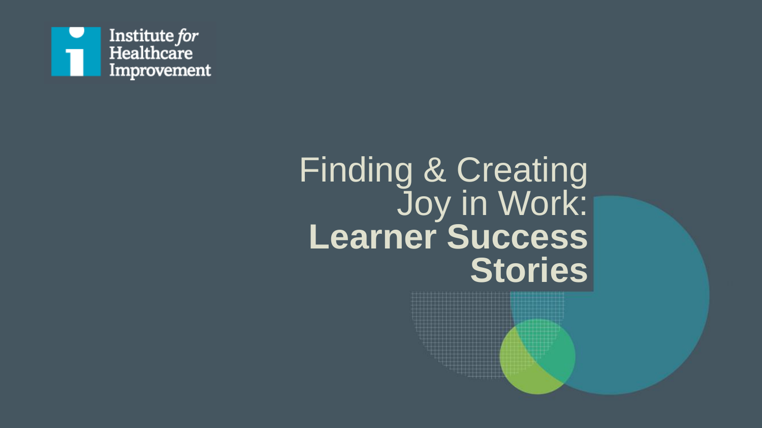Institute *for* Healthcare Improvement

# Finding & Creating Joy in Work: **Learner Success Stories**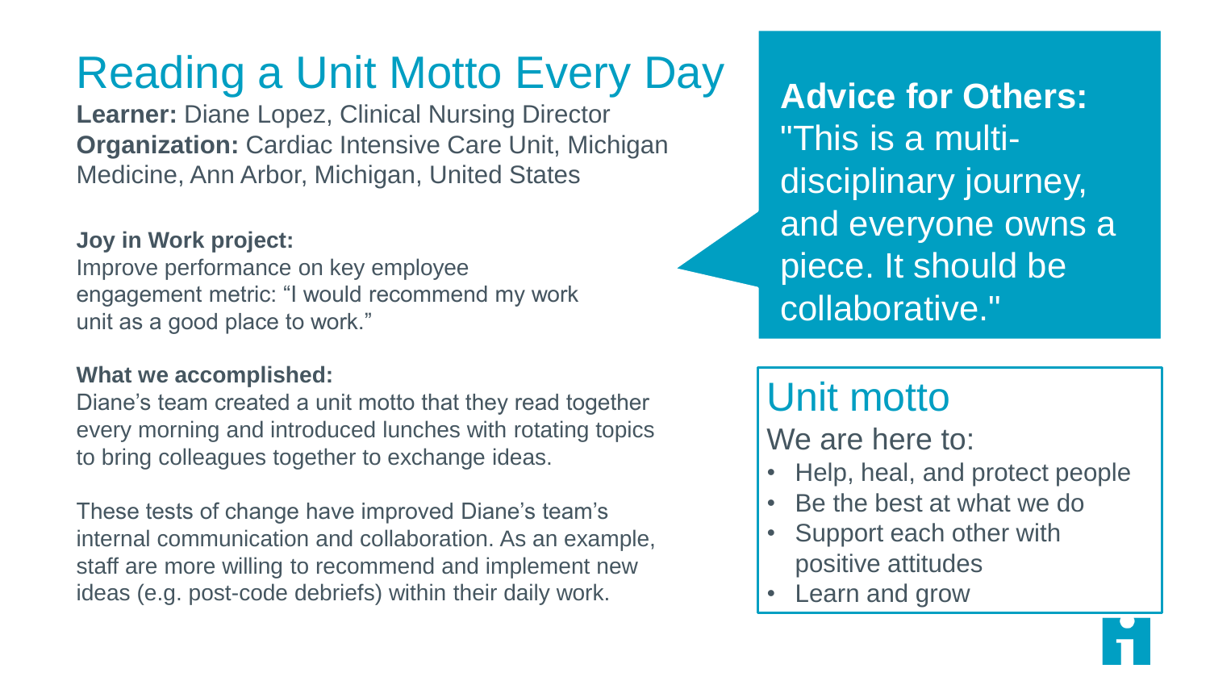# Reading a Unit Motto Every Day

**Learner:** Diane Lopez, Clinical Nursing Director
**Organization:** Cardiac Intensive Care Unit, Michigan Medicine, Ann Arbor, Michigan, United States

**Joy in Work project:**
Improve performance on key employee engagement metric: "I would recommend my work unit as a good place to work."

**What we accomplished:**
Diane's team created a unit motto that they read together every morning and introduced lunches with rotating topics to bring colleagues together to exchange ideas.

These tests of change have improved Diane's team's internal communication and collaboration. As an example, staff are more willing to recommend and implement new ideas (e.g. post-code debriefs) within their daily work.

**Advice for Others:** "This is a multi-disciplinary journey, and everyone owns a piece. It should be collaborative."

## Unit motto

We are here to:

- Help, heal, and protect people
- Be the best at what we do
- Support each other with positive attitudes
- Learn and grow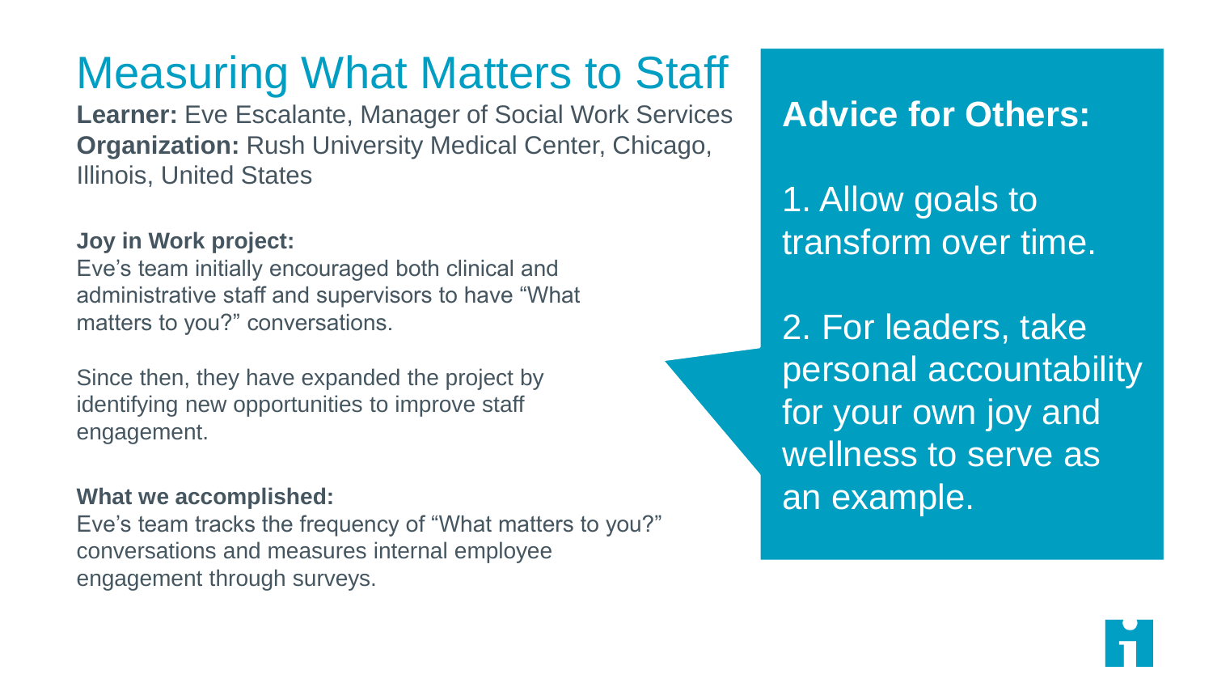# Measuring What Matters to Staff

**Learner:** Eve Escalante, Manager of Social Work Services
**Organization:** Rush University Medical Center, Chicago, Illinois, United States

**Joy in Work project:**
Eve's team initially encouraged both clinical and administrative staff and supervisors to have "What matters to you?" conversations.

Since then, they have expanded the project by identifying new opportunities to improve staff engagement.

**What we accomplished:**
Eve's team tracks the frequency of "What matters to you?" conversations and measures internal employee engagement through surveys.

## Advice for Others:

1. Allow goals to transform over time.

2. For leaders, take personal accountability for your own joy and wellness to serve as an example.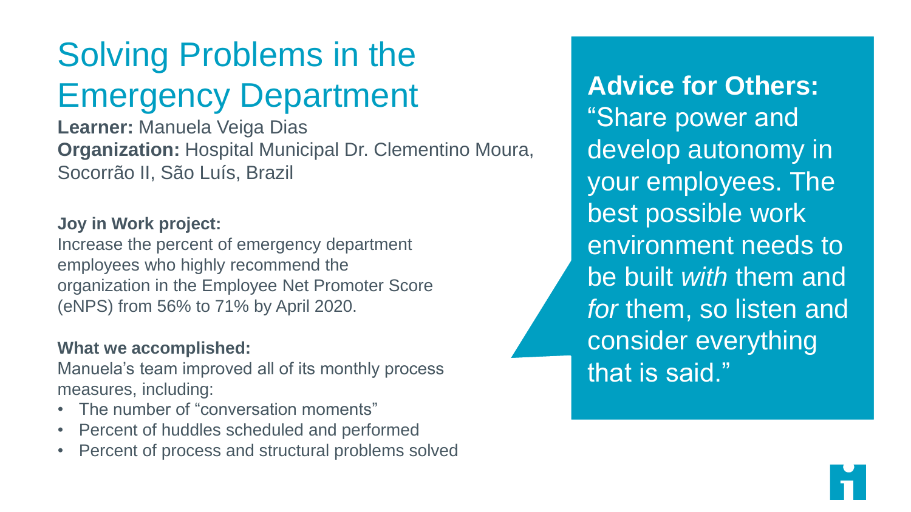# Solving Problems in the Emergency Department

**Learner:** Manuela Veiga Dias
**Organization:** Hospital Municipal Dr. Clementino Moura, Socorrão II, São Luís, Brazil

**Joy in Work project:**
Increase the percent of emergency department employees who highly recommend the organization in the Employee Net Promoter Score (eNPS) from 56% to 71% by April 2020.

**What we accomplished:**
Manuela's team improved all of its monthly process measures, including:

- The number of "conversation moments"
- Percent of huddles scheduled and performed
- Percent of process and structural problems solved

**Advice for Others:**
"Share power and develop autonomy in your employees. The best possible work environment needs to be built *with* them and *for* them, so listen and consider everything that is said."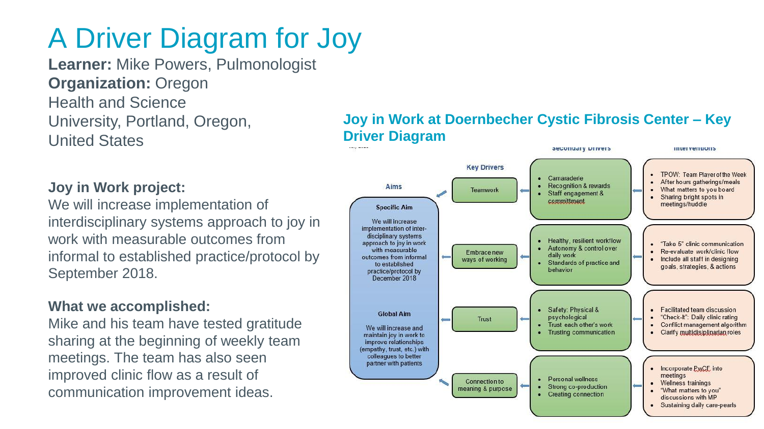# A Driver Diagram for Joy

**Learner:** Mike Powers, Pulmonologist
**Organization:** Oregon Health and Science University, Portland, Oregon, United States

### Joy in Work project:

We will increase implementation of interdisciplinary systems approach to joy in work with measurable outcomes from informal to established practice/protocol by September 2018.

### What we accomplished:

Mike and his team have tested gratitude sharing at the beginning of weekly team meetings. The team has also seen improved clinic flow as a result of communication improvement ideas.

## Joy in Work at Doernbecher Cystic Fibrosis Center – Key Driver Diagram

Aims

**Specific Aim**

We will increase implementation of inter-disciplinary systems approach to joy in work with measurable outcomes from informal to established practice/protocol by December 2018

**Global Aim**

We will increase and maintain joy in work to improve relationships (empathy, trust, etc.) with colleagues to better partner with patients

Key Drivers

Secondary Drivers

Interventions

Teamwork

- Camaraderie
- Recognition & rewards
- Staff engagement & committment

- TPOW: Team Player of the Week
- After hours gatherings/meals
- What matters to you board
- Sharing bright spots in meetings/huddle

Embrace new ways of working

- Healthy, resilient workflow
- Autonomy & control over daily work
- Standards of practice and behavior

- "Take 5" clinic communication
- Re-evaluate work/clinic flow
- Include all staff in designing goals, strategies, & actions

Trust

- Safety: Physical & psychological
- Trust each other's work
- Trusting communication

- Facilitated team discussion
- "Check-It": Daily clinic rating
- Conflict management algorithm
- Clarify multidisiplinarian roles

Connection to meaning & purpose

- Personal wellness
- Strong co-production
- Creating connection

- Incorporate PwCF into meetings
- Wellness trainings
- "What matters to you" discussions with MP
- Sustaining daily care-pearls